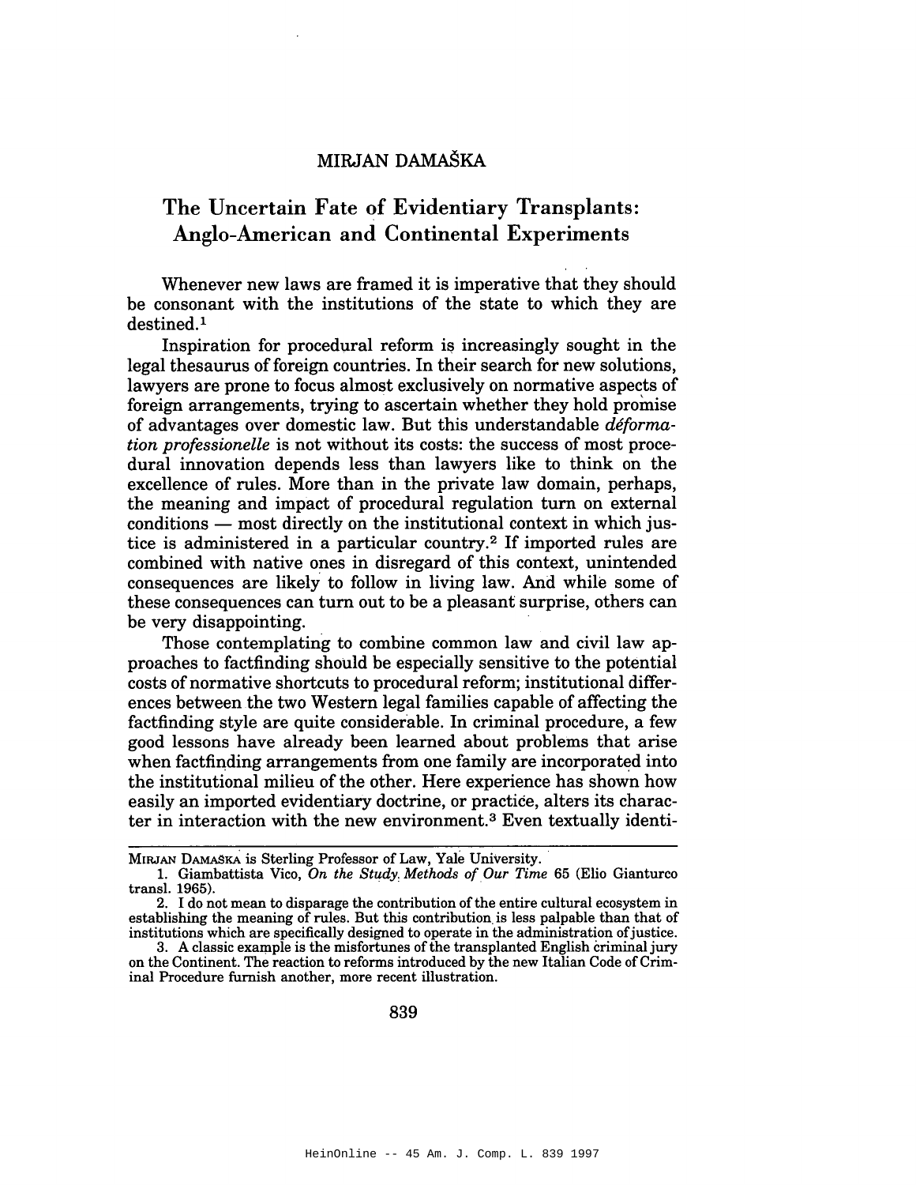MIRJAN DAMAŠKA

# The Uncertain Fate of Evidentiary Transplants: Anglo-American and Continental Experiments

Whenever new laws are framed it is imperative that they should be consonant with the institutions of the state to which they are destined.[1]

Inspiration for procedural reform is increasingly sought in the legal thesaurus of foreign countries. In their search for new solutions, lawyers are prone to focus almost exclusively on normative aspects of foreign arrangements, trying to ascertain whether they hold promise of advantages over domestic law. But this understandable *déformation professionelle* is not without its costs: the success of most procedural innovation depends less than lawyers like to think on the excellence of rules. More than in the private law domain, perhaps, the meaning and impact of procedural regulation turn on external conditions — most directly on the institutional context in which justice is administered in a particular country.[2] If imported rules are combined with native ones in disregard of this context, unintended consequences are likely to follow in living law. And while some of these consequences can turn out to be a pleasant surprise, others can be very disappointing.

Those contemplating to combine common law and civil law approaches to factfinding should be especially sensitive to the potential costs of normative shortcuts to procedural reform; institutional differences between the two Western legal families capable of affecting the factfinding style are quite considerable. In criminal procedure, a few good lessons have already been learned about problems that arise when factfinding arrangements from one family are incorporated into the institutional milieu of the other. Here experience has shown how easily an imported evidentiary doctrine, or practice, alters its character in interaction with the new environment.[3] Even textually identi-

---

MIRJAN DAMAŠKA is Sterling Professor of Law, Yale University.

1. Giambattista Vico, *On the Study Methods of Our Time* 65 (Elio Gianturco transl. 1965).

2. I do not mean to disparage the contribution of the entire cultural ecosystem in establishing the meaning of rules. But this contribution is less palpable than that of institutions which are specifically designed to operate in the administration of justice.

3. A classic example is the misfortunes of the transplanted English criminal jury on the Continent. The reaction to reforms introduced by the new Italian Code of Criminal Procedure furnish another, more recent illustration.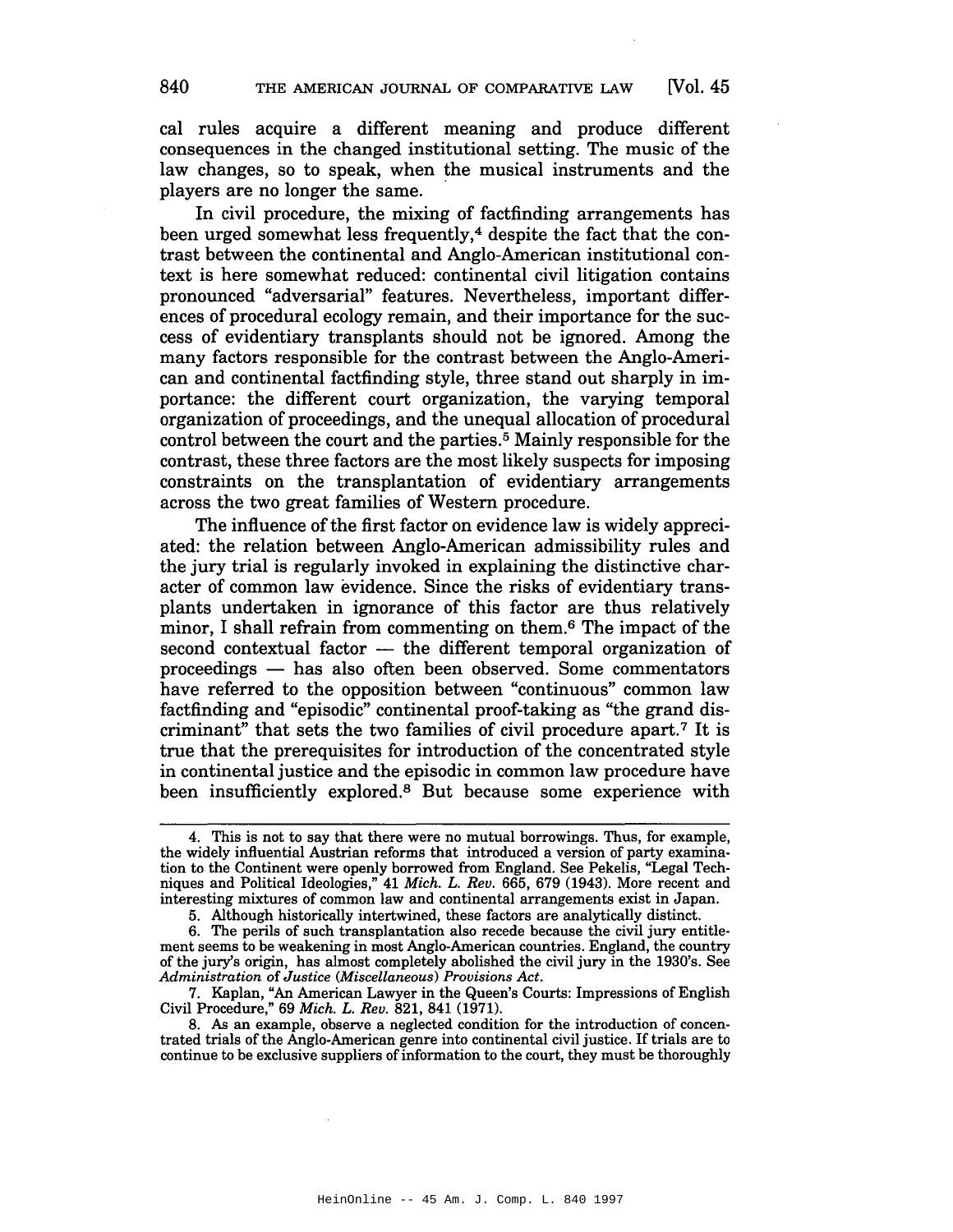cal rules acquire a different meaning and produce different consequences in the changed institutional setting. The music of the law changes, so to speak, when the musical instruments and the players are no longer the same.

In civil procedure, the mixing of factfinding arrangements has been urged somewhat less frequently,[4] despite the fact that the contrast between the continental and Anglo-American institutional context is here somewhat reduced: continental civil litigation contains pronounced "adversarial" features. Nevertheless, important differences of procedural ecology remain, and their importance for the success of evidentiary transplants should not be ignored. Among the many factors responsible for the contrast between the Anglo-American and continental factfinding style, three stand out sharply in importance: the different court organization, the varying temporal organization of proceedings, and the unequal allocation of procedural control between the court and the parties.[5] Mainly responsible for the contrast, these three factors are the most likely suspects for imposing constraints on the transplantation of evidentiary arrangements across the two great families of Western procedure.

The influence of the first factor on evidence law is widely appreciated: the relation between Anglo-American admissibility rules and the jury trial is regularly invoked in explaining the distinctive character of common law evidence. Since the risks of evidentiary transplants undertaken in ignorance of this factor are thus relatively minor, I shall refrain from commenting on them.[6] The impact of the second contextual factor — the different temporal organization of proceedings — has also often been observed. Some commentators have referred to the opposition between "continuous" common law factfinding and "episodic" continental proof-taking as "the grand discriminant" that sets the two families of civil procedure apart.[7] It is true that the prerequisites for introduction of the concentrated style in continental justice and the episodic in common law procedure have been insufficiently explored.[8] But because some experience with

---

4. This is not to say that there were no mutual borrowings. Thus, for example, the widely influential Austrian reforms that introduced a version of party examination to the Continent were openly borrowed from England. See Pekelis, "Legal Techniques and Political Ideologies," 41 *Mich. L. Rev.* 665, 679 (1943). More recent and interesting mixtures of common law and continental arrangements exist in Japan.

5. Although historically intertwined, these factors are analytically distinct.

6. The perils of such transplantation also recede because the civil jury entitlement seems to be weakening in most Anglo-American countries. England, the country of the jury's origin, has almost completely abolished the civil jury in the 1930's. See *Administration of Justice (Miscellaneous) Provisions Act.*

7. Kaplan, "An American Lawyer in the Queen's Courts: Impressions of English Civil Procedure," 69 *Mich. L. Rev.* 821, 841 (1971).

8. As an example, observe a neglected condition for the introduction of concentrated trials of the Anglo-American genre into continental civil justice. If trials are to continue to be exclusive suppliers of information to the court, they must be thoroughly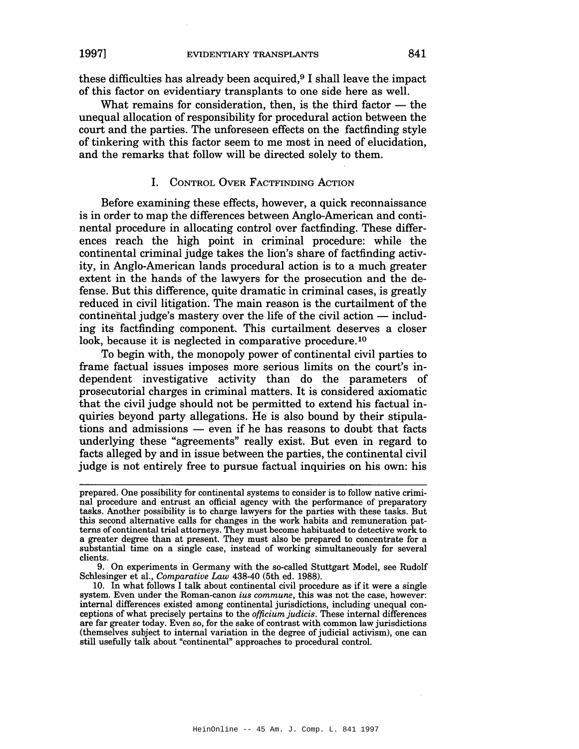these difficulties has already been acquired,[9] I shall leave the impact of this factor on evidentiary transplants to one side here as well.

What remains for consideration, then, is the third factor — the unequal allocation of responsibility for procedural action between the court and the parties. The unforeseen effects on the factfinding style of tinkering with this factor seem to me most in need of elucidation, and the remarks that follow will be directed solely to them.

## I. Control Over Factfinding Action

Before examining these effects, however, a quick reconnaissance is in order to map the differences between Anglo-American and continental procedure in allocating control over factfinding. These differences reach the high point in criminal procedure: while the continental criminal judge takes the lion's share of factfinding activity, in Anglo-American lands procedural action is to a much greater extent in the hands of the lawyers for the prosecution and the defense. But this difference, quite dramatic in criminal cases, is greatly reduced in civil litigation. The main reason is the curtailment of the continental judge's mastery over the life of the civil action — including its factfinding component. This curtailment deserves a closer look, because it is neglected in comparative procedure.[10]

To begin with, the monopoly power of continental civil parties to frame factual issues imposes more serious limits on the court's independent investigative activity than do the parameters of prosecutorial charges in criminal matters. It is considered axiomatic that the civil judge should not be permitted to extend his factual inquiries beyond party allegations. He is also bound by their stipulations and admissions — even if he has reasons to doubt that facts underlying these "agreements" really exist. But even in regard to facts alleged by and in issue between the parties, the continental civil judge is not entirely free to pursue factual inquiries on his own: his

---

prepared. One possibility for continental systems to consider is to follow native criminal procedure and entrust an official agency with the performance of preparatory tasks. Another possibility is to charge lawyers for the parties with these tasks. But this second alternative calls for changes in the work habits and remuneration patterns of continental trial attorneys. They must become habituated to detective work to a greater degree than at present. They must also be prepared to concentrate for a substantial time on a single case, instead of working simultaneously for several clients.

9. On experiments in Germany with the so-called Stuttgart Model, see Rudolf Schlesinger et al., *Comparative Law* 438-40 (5th ed. 1988).

10. In what follows I talk about continental civil procedure as if it were a single system. Even under the Roman-canon *ius commune*, this was not the case, however: internal differences existed among continental jurisdictions, including unequal conceptions of what precisely pertains to the *officium judicis*. These internal differences are far greater today. Even so, for the sake of contrast with common law jurisdictions (themselves subject to internal variation in the degree of judicial activism), one can still usefully talk about "continental" approaches to procedural control.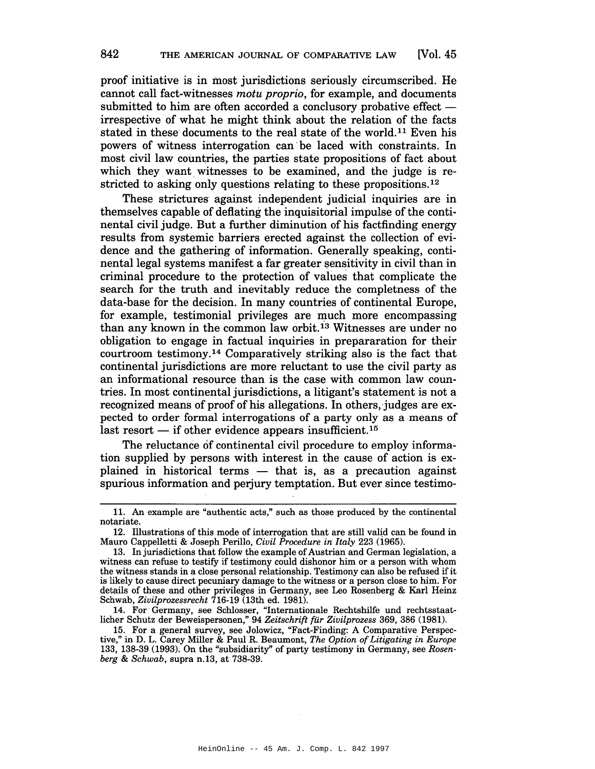proof initiative is in most jurisdictions seriously circumscribed. He cannot call fact-witnesses *motu proprio*, for example, and documents submitted to him are often accorded a conclusory probative effect — irrespective of what he might think about the relation of the facts stated in these documents to the real state of the world.[11] Even his powers of witness interrogation can be laced with constraints. In most civil law countries, the parties state propositions of fact about which they want witnesses to be examined, and the judge is restricted to asking only questions relating to these propositions.[12]

These strictures against independent judicial inquiries are in themselves capable of deflating the inquisitorial impulse of the continental civil judge. But a further diminution of his factfinding energy results from systemic barriers erected against the collection of evidence and the gathering of information. Generally speaking, continental legal systems manifest a far greater sensitivity in civil than in criminal procedure to the protection of values that complicate the search for the truth and inevitably reduce the completness of the data-base for the decision. In many countries of continental Europe, for example, testimonial privileges are much more encompassing than any known in the common law orbit.[13] Witnesses are under no obligation to engage in factual inquiries in prepararation for their courtroom testimony.[14] Comparatively striking also is the fact that continental jurisdictions are more reluctant to use the civil party as an informational resource than is the case with common law countries. In most continental jurisdictions, a litigant's statement is not a recognized means of proof of his allegations. In others, judges are expected to order formal interrogations of a party only as a means of last resort — if other evidence appears insufficient.[15]

The reluctance of continental civil procedure to employ information supplied by persons with interest in the cause of action is explained in historical terms — that is, as a precaution against spurious information and perjury temptation. But ever since testimo-

---

11. An example are "authentic acts," such as those produced by the continental notariate.

12. Illustrations of this mode of interrogation that are still valid can be found in Mauro Cappelletti & Joseph Perillo, *Civil Procedure in Italy* 223 (1965).

13. In jurisdictions that follow the example of Austrian and German legislation, a witness can refuse to testify if testimony could dishonor him or a person with whom the witness stands in a close personal relationship. Testimony can also be refused if it is likely to cause direct pecuniary damage to the witness or a person close to him. For details of these and other privileges in Germany, see Leo Rosenberg & Karl Heinz Schwab, *Zivilprozessrecht* 716-19 (13th ed. 1981).

14. For Germany, see Schlosser, "Internationale Rechtshilfe und rechtsstaatlicher Schutz der Beweispersonen," 94 *Zeitschrift für Zivilprozess* 369, 386 (1981).

15. For a general survey, see Jolowicz, "Fact-Finding: A Comparative Perspective," in D. L. Carey Miller & Paul R. Beaumont, *The Option of Litigating in Europe* 133, 138-39 (1993). On the "subsidiarity" of party testimony in Germany, see *Rosenberg & Schwab*, supra n.13, at 738-39.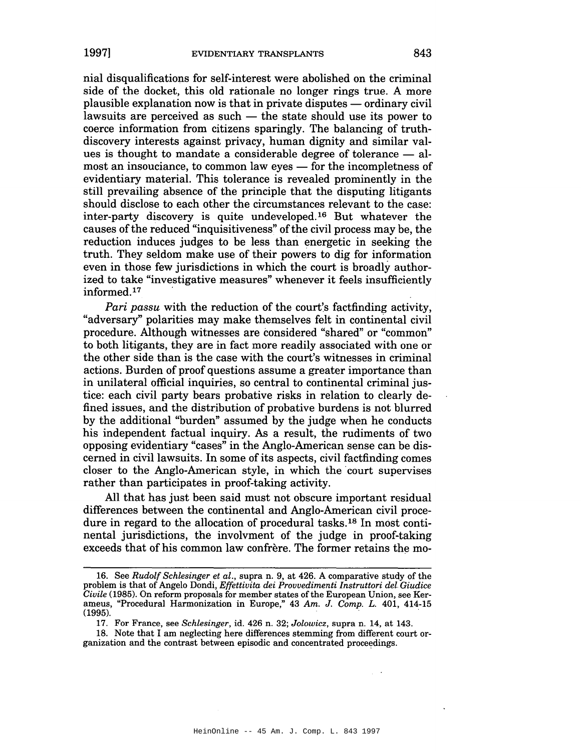nial disqualifications for self-interest were abolished on the criminal side of the docket, this old rationale no longer rings true. A more plausible explanation now is that in private disputes — ordinary civil lawsuits are perceived as such — the state should use its power to coerce information from citizens sparingly. The balancing of truth-discovery interests against privacy, human dignity and similar values is thought to mandate a considerable degree of tolerance — almost an insouciance, to common law eyes — for the incompletness of evidentiary material. This tolerance is revealed prominently in the still prevailing absence of the principle that the disputing litigants should disclose to each other the circumstances relevant to the case: inter-party discovery is quite undeveloped.[16] But whatever the causes of the reduced "inquisitiveness" of the civil process may be, the reduction induces judges to be less than energetic in seeking the truth. They seldom make use of their powers to dig for information even in those few jurisdictions in which the court is broadly authorized to take "investigative measures" whenever it feels insufficiently informed.[17]

*Pari passu* with the reduction of the court's factfinding activity, "adversary" polarities may make themselves felt in continental civil procedure. Although witnesses are considered "shared" or "common" to both litigants, they are in fact more readily associated with one or the other side than is the case with the court's witnesses in criminal actions. Burden of proof questions assume a greater importance than in unilateral official inquiries, so central to continental criminal justice: each civil party bears probative risks in relation to clearly defined issues, and the distribution of probative burdens is not blurred by the additional "burden" assumed by the judge when he conducts his independent factual inquiry. As a result, the rudiments of two opposing evidentiary "cases" in the Anglo-American sense can be discerned in civil lawsuits. In some of its aspects, civil factfinding comes closer to the Anglo-American style, in which the court supervises rather than participates in proof-taking activity.

All that has just been said must not obscure important residual differences between the continental and Anglo-American civil procedure in regard to the allocation of procedural tasks.[18] In most continental jurisdictions, the involvment of the judge in proof-taking exceeds that of his common law confrère. The former retains the mo-

---

16. See *Rudolf Schlesinger et al.*, supra n. 9, at 426. A comparative study of the problem is that of Angelo Dondi, *Effettivita dei Provvedimenti Instruttori del Giudice Civile* (1985). On reform proposals for member states of the European Union, see Kerameus, "Procedural Harmonization in Europe," 43 *Am. J. Comp. L.* 401, 414-15 (1995).

17. For France, see *Schlesinger*, id. 426 n. 32; *Jolowicz*, supra n. 14, at 143.

18. Note that I am neglecting here differences stemming from different court organization and the contrast between episodic and concentrated proceedings.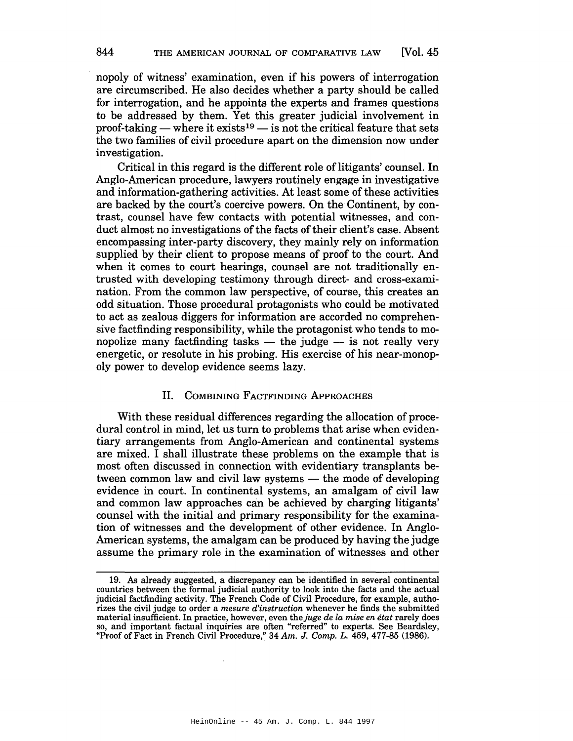nopoly of witness' examination, even if his powers of interrogation are circumscribed. He also decides whether a party should be called for interrogation, and he appoints the experts and frames questions to be addressed by them. Yet this greater judicial involvement in proof-taking — where it exists[19] — is not the critical feature that sets the two families of civil procedure apart on the dimension now under investigation.

Critical in this regard is the different role of litigants' counsel. In Anglo-American procedure, lawyers routinely engage in investigative and information-gathering activities. At least some of these activities are backed by the court's coercive powers. On the Continent, by contrast, counsel have few contacts with potential witnesses, and conduct almost no investigations of the facts of their client's case. Absent encompassing inter-party discovery, they mainly rely on information supplied by their client to propose means of proof to the court. And when it comes to court hearings, counsel are not traditionally entrusted with developing testimony through direct- and cross-examination. From the common law perspective, of course, this creates an odd situation. Those procedural protagonists who could be motivated to act as zealous diggers for information are accorded no comprehensive factfinding responsibility, while the protagonist who tends to monopolize many factfinding tasks — the judge — is not really very energetic, or resolute in his probing. His exercise of his near-monopoly power to develop evidence seems lazy.

## II. Combining Factfinding Approaches

With these residual differences regarding the allocation of procedural control in mind, let us turn to problems that arise when evidentiary arrangements from Anglo-American and continental systems are mixed. I shall illustrate these problems on the example that is most often discussed in connection with evidentiary transplants between common law and civil law systems — the mode of developing evidence in court. In continental systems, an amalgam of civil law and common law approaches can be achieved by charging litigants' counsel with the initial and primary responsibility for the examination of witnesses and the development of other evidence. In Anglo-American systems, the amalgam can be produced by having the judge assume the primary role in the examination of witnesses and other

19. As already suggested, a discrepancy can be identified in several continental countries between the formal judicial authority to look into the facts and the actual judicial factfinding activity. The French Code of Civil Procedure, for example, authorizes the civil judge to order a *mesure d'instruction* whenever he finds the submitted material insufficient. In practice, however, even the *juge de la mise en état* rarely does so, and important factual inquiries are often "referred" to experts. See Beardsley, "Proof of Fact in French Civil Procedure," 34 *Am. J. Comp. L.* 459, 477-85 (1986).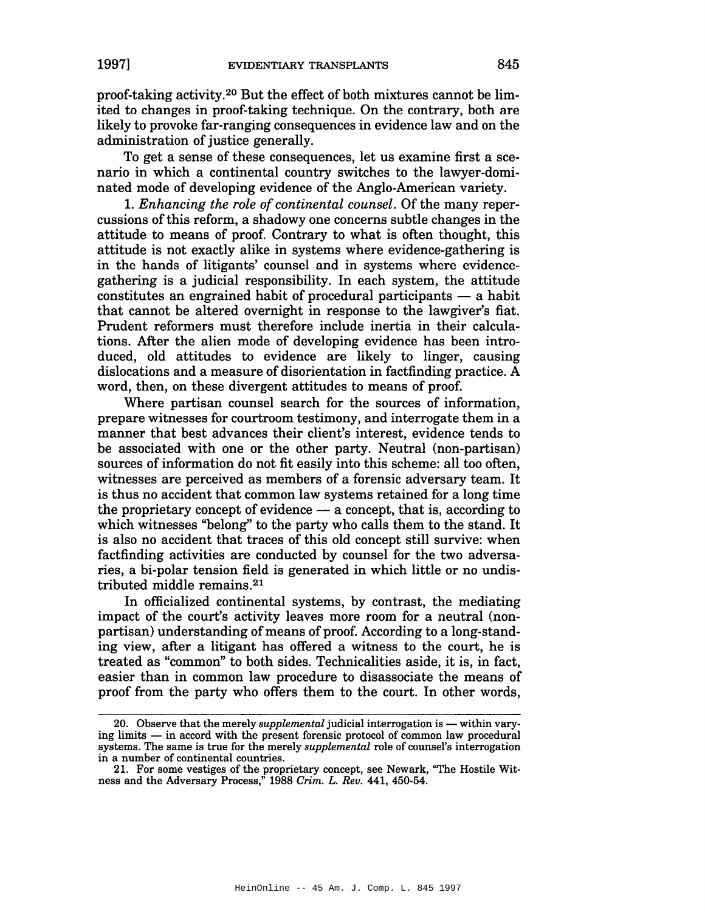proof-taking activity.[20] But the effect of both mixtures cannot be limited to changes in proof-taking technique. On the contrary, both are likely to provoke far-ranging consequences in evidence law and on the administration of justice generally.

To get a sense of these consequences, let us examine first a scenario in which a continental country switches to the lawyer-dominated mode of developing evidence of the Anglo-American variety.

1. *Enhancing the role of continental counsel*. Of the many repercussions of this reform, a shadowy one concerns subtle changes in the attitude to means of proof. Contrary to what is often thought, this attitude is not exactly alike in systems where evidence-gathering is in the hands of litigants' counsel and in systems where evidence-gathering is a judicial responsibility. In each system, the attitude constitutes an engrained habit of procedural participants — a habit that cannot be altered overnight in response to the lawgiver's fiat. Prudent reformers must therefore include inertia in their calculations. After the alien mode of developing evidence has been introduced, old attitudes to evidence are likely to linger, causing dislocations and a measure of disorientation in factfinding practice. A word, then, on these divergent attitudes to means of proof.

Where partisan counsel search for the sources of information, prepare witnesses for courtroom testimony, and interrogate them in a manner that best advances their client's interest, evidence tends to be associated with one or the other party. Neutral (non-partisan) sources of information do not fit easily into this scheme: all too often, witnesses are perceived as members of a forensic adversary team. It is thus no accident that common law systems retained for a long time the proprietary concept of evidence — a concept, that is, according to which witnesses "belong" to the party who calls them to the stand. It is also no accident that traces of this old concept still survive: when factfinding activities are conducted by counsel for the two adversaries, a bi-polar tension field is generated in which little or no undistributed middle remains.[21]

In officialized continental systems, by contrast, the mediating impact of the court's activity leaves more room for a neutral (non-partisan) understanding of means of proof. According to a long-standing view, after a litigant has offered a witness to the court, he is treated as "common" to both sides. Technicalities aside, it is, in fact, easier than in common law procedure to disassociate the means of proof from the party who offers them to the court. In other words,

---

20. Observe that the merely *supplemental* judicial interrogation is — within varying limits — in accord with the present forensic protocol of common law procedural systems. The same is true for the merely *supplemental* role of counsel's interrogation in a number of continental countries.

21. For some vestiges of the proprietary concept, see Newark, "The Hostile Witness and the Adversary Process," 1988 *Crim. L. Rev.* 441, 450-54.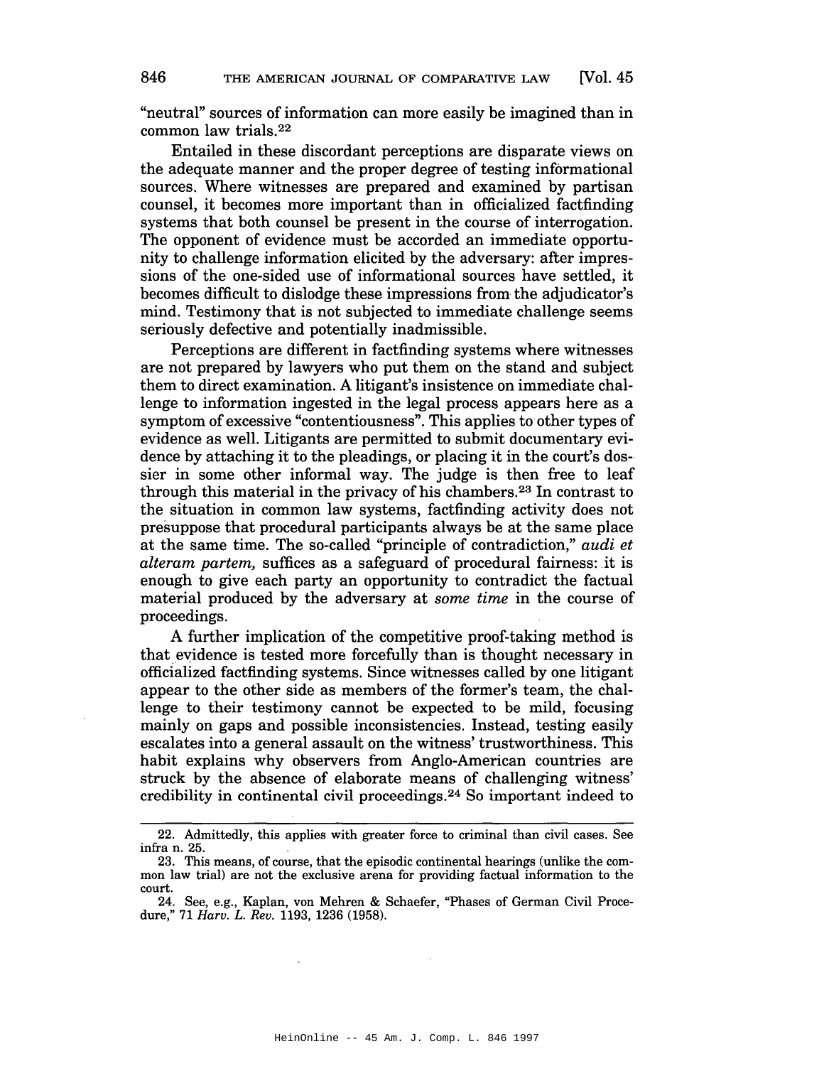"neutral" sources of information can more easily be imagined than in common law trials.[22]

Entailed in these discordant perceptions are disparate views on the adequate manner and the proper degree of testing informational sources. Where witnesses are prepared and examined by partisan counsel, it becomes more important than in officialized factfinding systems that both counsel be present in the course of interrogation. The opponent of evidence must be accorded an immediate opportunity to challenge information elicited by the adversary: after impressions of the one-sided use of informational sources have settled, it becomes difficult to dislodge these impressions from the adjudicator's mind. Testimony that is not subjected to immediate challenge seems seriously defective and potentially inadmissible.

Perceptions are different in factfinding systems where witnesses are not prepared by lawyers who put them on the stand and subject them to direct examination. A litigant's insistence on immediate challenge to information ingested in the legal process appears here as a symptom of excessive "contentiousness". This applies to other types of evidence as well. Litigants are permitted to submit documentary evidence by attaching it to the pleadings, or placing it in the court's dossier in some other informal way. The judge is then free to leaf through this material in the privacy of his chambers.[23] In contrast to the situation in common law systems, factfinding activity does not presuppose that procedural participants always be at the same place at the same time. The so-called "principle of contradiction," *audi et alteram partem,* suffices as a safeguard of procedural fairness: it is enough to give each party an opportunity to contradict the factual material produced by the adversary at *some time* in the course of proceedings.

A further implication of the competitive proof-taking method is that evidence is tested more forcefully than is thought necessary in officialized factfinding systems. Since witnesses called by one litigant appear to the other side as members of the former's team, the challenge to their testimony cannot be expected to be mild, focusing mainly on gaps and possible inconsistencies. Instead, testing easily escalates into a general assault on the witness' trustworthiness. This habit explains why observers from Anglo-American countries are struck by the absence of elaborate means of challenging witness' credibility in continental civil proceedings.[24] So important indeed to

---

22. Admittedly, this applies with greater force to criminal than civil cases. See infra n. 25.

23. This means, of course, that the episodic continental hearings (unlike the common law trial) are not the exclusive arena for providing factual information to the court.

24. See, e.g., Kaplan, von Mehren & Schaefer, "Phases of German Civil Procedure," 71 *Harv. L. Rev.* 1193, 1236 (1958).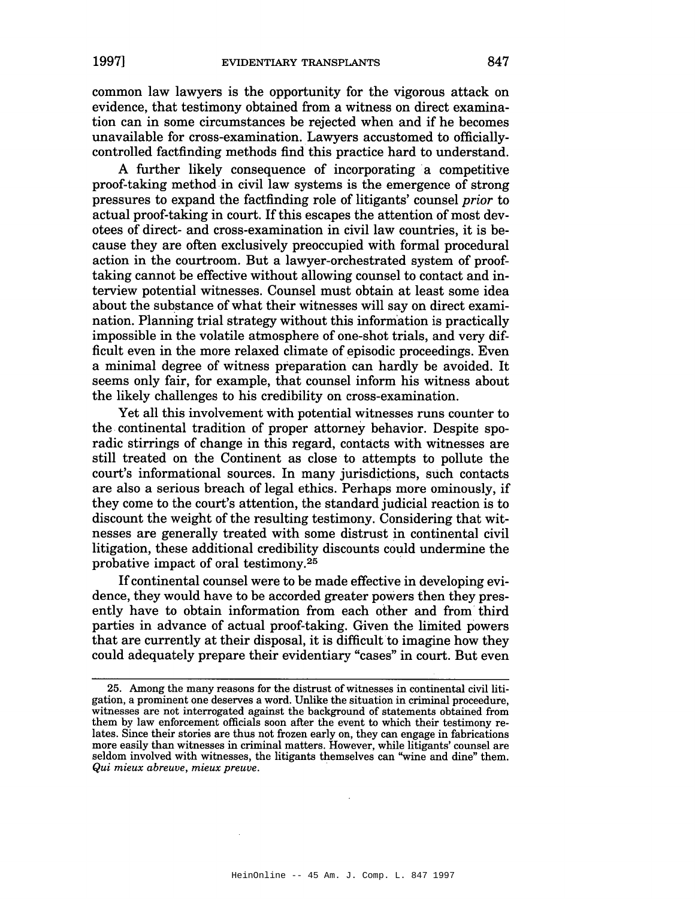common law lawyers is the opportunity for the vigorous attack on evidence, that testimony obtained from a witness on direct examination can in some circumstances be rejected when and if he becomes unavailable for cross-examination. Lawyers accustomed to officially-controlled factfinding methods find this practice hard to understand.

A further likely consequence of incorporating a competitive proof-taking method in civil law systems is the emergence of strong pressures to expand the factfinding role of litigants' counsel *prior* to actual proof-taking in court. If this escapes the attention of most devotees of direct- and cross-examination in civil law countries, it is because they are often exclusively preoccupied with formal procedural action in the courtroom. But a lawyer-orchestrated system of proof-taking cannot be effective without allowing counsel to contact and interview potential witnesses. Counsel must obtain at least some idea about the substance of what their witnesses will say on direct examination. Planning trial strategy without this information is practically impossible in the volatile atmosphere of one-shot trials, and very difficult even in the more relaxed climate of episodic proceedings. Even a minimal degree of witness preparation can hardly be avoided. It seems only fair, for example, that counsel inform his witness about the likely challenges to his credibility on cross-examination.

Yet all this involvement with potential witnesses runs counter to the continental tradition of proper attorney behavior. Despite sporadic stirrings of change in this regard, contacts with witnesses are still treated on the Continent as close to attempts to pollute the court's informational sources. In many jurisdictions, such contacts are also a serious breach of legal ethics. Perhaps more ominously, if they come to the court's attention, the standard judicial reaction is to discount the weight of the resulting testimony. Considering that witnesses are generally treated with some distrust in continental civil litigation, these additional credibility discounts could undermine the probative impact of oral testimony.[25]

If continental counsel were to be made effective in developing evidence, they would have to be accorded greater powers then they presently have to obtain information from each other and from third parties in advance of actual proof-taking. Given the limited powers that are currently at their disposal, it is difficult to imagine how they could adequately prepare their evidentiary "cases" in court. But even

---

25. Among the many reasons for the distrust of witnesses in continental civil litigation, a prominent one deserves a word. Unlike the situation in criminal proceedure, witnesses are not interrogated against the background of statements obtained from them by law enforcement officials soon after the event to which their testimony relates. Since their stories are thus not frozen early on, they can engage in fabrications more easily than witnesses in criminal matters. However, while litigants' counsel are seldom involved with witnesses, the litigants themselves can "wine and dine" them. *Qui mieux abreuve, mieux preuve.*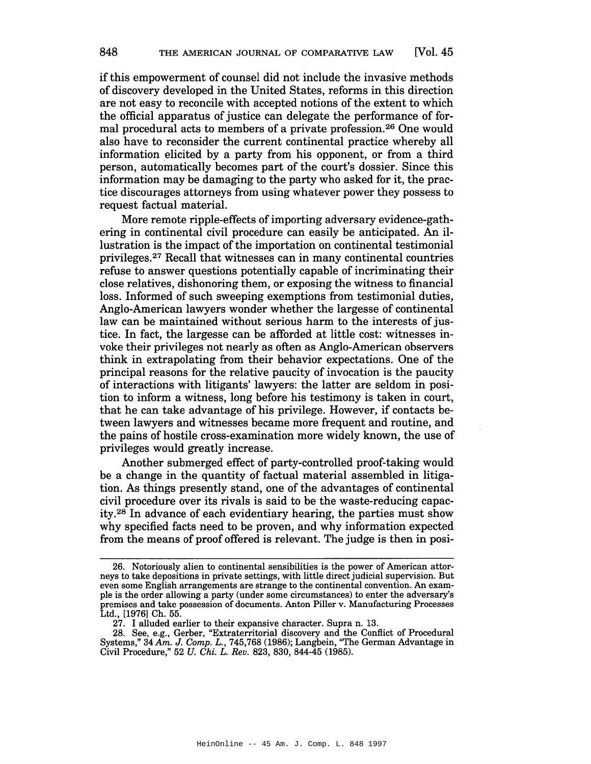if this empowerment of counsel did not include the invasive methods of discovery developed in the United States, reforms in this direction are not easy to reconcile with accepted notions of the extent to which the official apparatus of justice can delegate the performance of formal procedural acts to members of a private profession.[26] One would also have to reconsider the current continental practice whereby all information elicited by a party from his opponent, or from a third person, automatically becomes part of the court's dossier. Since this information may be damaging to the party who asked for it, the practice discourages attorneys from using whatever power they possess to request factual material.

More remote ripple-effects of importing adversary evidence-gathering in continental civil procedure can easily be anticipated. An illustration is the impact of the importation on continental testimonial privileges.[27] Recall that witnesses can in many continental countries refuse to answer questions potentially capable of incriminating their close relatives, dishonoring them, or exposing the witness to financial loss. Informed of such sweeping exemptions from testimonial duties, Anglo-American lawyers wonder whether the largesse of continental law can be maintained without serious harm to the interests of justice. In fact, the largesse can be afforded at little cost: witnesses invoke their privileges not nearly as often as Anglo-American observers think in extrapolating from their behavior expectations. One of the principal reasons for the relative paucity of invocation is the paucity of interactions with litigants' lawyers: the latter are seldom in position to inform a witness, long before his testimony is taken in court, that he can take advantage of his privilege. However, if contacts between lawyers and witnesses became more frequent and routine, and the pains of hostile cross-examination more widely known, the use of privileges would greatly increase.

Another submerged effect of party-controlled proof-taking would be a change in the quantity of factual material assembled in litigation. As things presently stand, one of the advantages of continental civil procedure over its rivals is said to be the waste-reducing capacity.[28] In advance of each evidentiary hearing, the parties must show why specified facts need to be proven, and why information expected from the means of proof offered is relevant. The judge is then in posi-

---

26. Notoriously alien to continental sensibilities is the power of American attorneys to take depositions in private settings, with little direct judicial supervision. But even some English arrangements are strange to the continental convention. An example is the order allowing a party (under some circumstances) to enter the adversary's premises and take possession of documents. Anton Piller v. Manufacturing Processes Ltd., [1976] Ch. 55.

27. I alluded earlier to their expansive character. Supra n. 13.

28. See, e.g., Gerber, "Extraterritorial discovery and the Conflict of Procedural Systems," 34 *Am. J. Comp. L.*, 745,768 (1986); Langbein, "The German Advantage in Civil Procedure," 52 *U. Chi. L. Rev.* 823, 830, 844-45 (1985).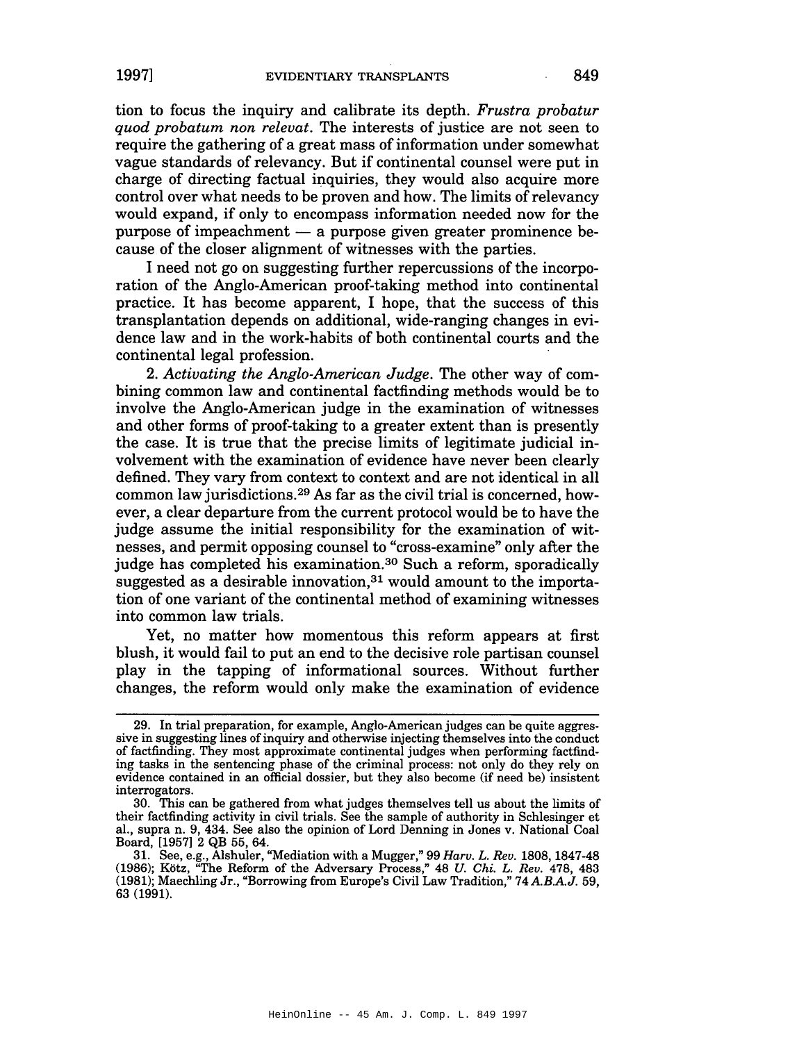tion to focus the inquiry and calibrate its depth. *Frustra probatur quod probatum non relevat*. The interests of justice are not seen to require the gathering of a great mass of information under somewhat vague standards of relevancy. But if continental counsel were put in charge of directing factual inquiries, they would also acquire more control over what needs to be proven and how. The limits of relevancy would expand, if only to encompass information needed now for the purpose of impeachment — a purpose given greater prominence because of the closer alignment of witnesses with the parties.

I need not go on suggesting further repercussions of the incorporation of the Anglo-American proof-taking method into continental practice. It has become apparent, I hope, that the success of this transplantation depends on additional, wide-ranging changes in evidence law and in the work-habits of both continental courts and the continental legal profession.

2. *Activating the Anglo-American Judge*. The other way of combining common law and continental factfinding methods would be to involve the Anglo-American judge in the examination of witnesses and other forms of proof-taking to a greater extent than is presently the case. It is true that the precise limits of legitimate judicial involvement with the examination of evidence have never been clearly defined. They vary from context to context and are not identical in all common law jurisdictions.[29] As far as the civil trial is concerned, however, a clear departure from the current protocol would be to have the judge assume the initial responsibility for the examination of witnesses, and permit opposing counsel to "cross-examine" only after the judge has completed his examination.[30] Such a reform, sporadically suggested as a desirable innovation,[31] would amount to the importation of one variant of the continental method of examining witnesses into common law trials.

Yet, no matter how momentous this reform appears at first blush, it would fail to put an end to the decisive role partisan counsel play in the tapping of informational sources. Without further changes, the reform would only make the examination of evidence

---

29. In trial preparation, for example, Anglo-American judges can be quite aggressive in suggesting lines of inquiry and otherwise injecting themselves into the conduct of factfinding. They most approximate continental judges when performing factfinding tasks in the sentencing phase of the criminal process: not only do they rely on evidence contained in an official dossier, but they also become (if need be) insistent interrogators.

30. This can be gathered from what judges themselves tell us about the limits of their factfinding activity in civil trials. See the sample of authority in Schlesinger et al., supra n. 9, 434. See also the opinion of Lord Denning in Jones v. National Coal Board, [1957] 2 QB 55, 64.

31. See, e.g., Alshuler, "Mediation with a Mugger," 99 *Harv. L. Rev.* 1808, 1847-48 (1986); Kötz, "The Reform of the Adversary Process," 48 *U. Chi. L. Rev.* 478, 483 (1981); Maechling Jr., "Borrowing from Europe's Civil Law Tradition," 74 *A.B.A.J.* 59, 63 (1991).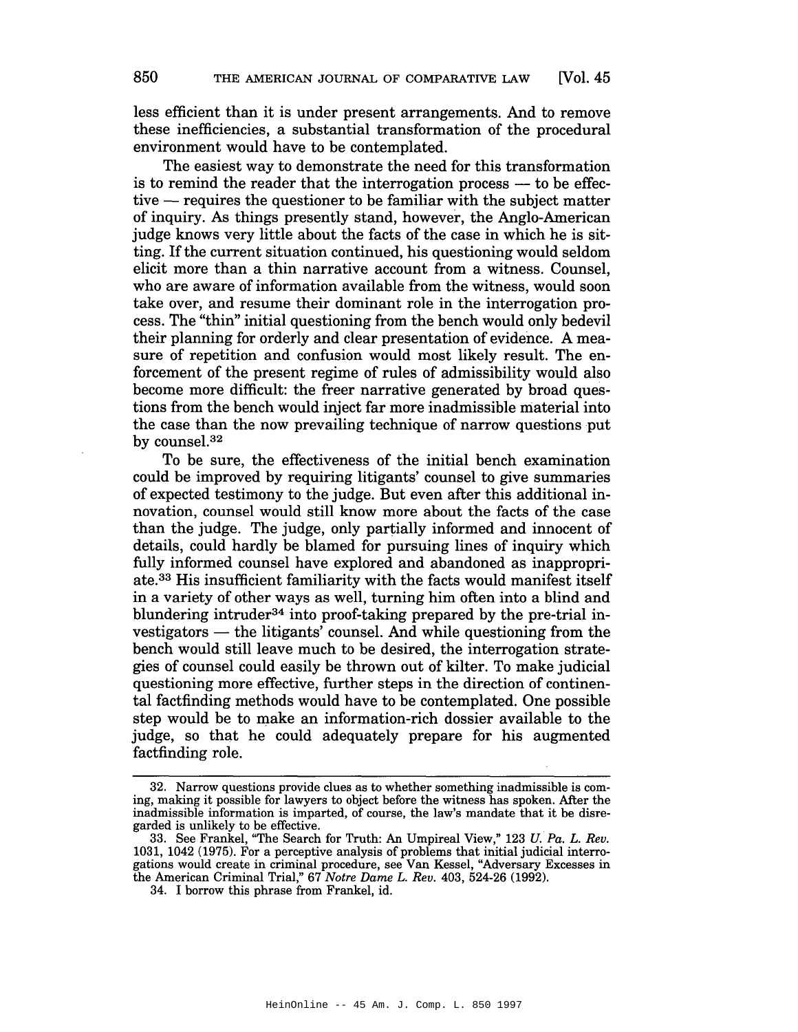less efficient than it is under present arrangements. And to remove these inefficiencies, a substantial transformation of the procedural environment would have to be contemplated.

The easiest way to demonstrate the need for this transformation is to remind the reader that the interrogation process — to be effective — requires the questioner to be familiar with the subject matter of inquiry. As things presently stand, however, the Anglo-American judge knows very little about the facts of the case in which he is sitting. If the current situation continued, his questioning would seldom elicit more than a thin narrative account from a witness. Counsel, who are aware of information available from the witness, would soon take over, and resume their dominant role in the interrogation process. The "thin" initial questioning from the bench would only bedevil their planning for orderly and clear presentation of evidence. A measure of repetition and confusion would most likely result. The enforcement of the present regime of rules of admissibility would also become more difficult: the freer narrative generated by broad questions from the bench would inject far more inadmissible material into the case than the now prevailing technique of narrow questions put by counsel.[32]

To be sure, the effectiveness of the initial bench examination could be improved by requiring litigants' counsel to give summaries of expected testimony to the judge. But even after this additional innovation, counsel would still know more about the facts of the case than the judge. The judge, only partially informed and innocent of details, could hardly be blamed for pursuing lines of inquiry which fully informed counsel have explored and abandoned as inappropriate.[33] His insufficient familiarity with the facts would manifest itself in a variety of other ways as well, turning him often into a blind and blundering intruder[34] into proof-taking prepared by the pre-trial investigators — the litigants' counsel. And while questioning from the bench would still leave much to be desired, the interrogation strategies of counsel could easily be thrown out of kilter. To make judicial questioning more effective, further steps in the direction of continental factfinding methods would have to be contemplated. One possible step would be to make an information-rich dossier available to the judge, so that he could adequately prepare for his augmented factfinding role.

---

32. Narrow questions provide clues as to whether something inadmissible is coming, making it possible for lawyers to object before the witness has spoken. After the inadmissible information is imparted, of course, the law's mandate that it be disregarded is unlikely to be effective.

33. See Frankel, "The Search for Truth: An Umpireal View," 123 *U. Pa. L. Rev.* 1031, 1042 (1975). For a perceptive analysis of problems that initial judicial interrogations would create in criminal procedure, see Van Kessel, "Adversary Excesses in the American Criminal Trial," 67 *Notre Dame L. Rev.* 403, 524-26 (1992).

34. I borrow this phrase from Frankel, id.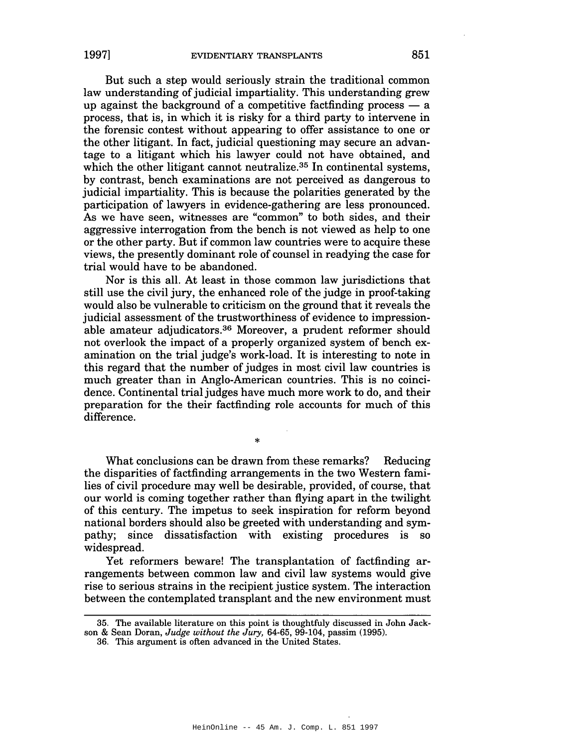But such a step would seriously strain the traditional common law understanding of judicial impartiality. This understanding grew up against the background of a competitive factfinding process — a process, that is, in which it is risky for a third party to intervene in the forensic contest without appearing to offer assistance to one or the other litigant. In fact, judicial questioning may secure an advantage to a litigant which his lawyer could not have obtained, and which the other litigant cannot neutralize.[35] In continental systems, by contrast, bench examinations are not perceived as dangerous to judicial impartiality. This is because the polarities generated by the participation of lawyers in evidence-gathering are less pronounced. As we have seen, witnesses are "common" to both sides, and their aggressive interrogation from the bench is not viewed as help to one or the other party. But if common law countries were to acquire these views, the presently dominant role of counsel in readying the case for trial would have to be abandoned.

Nor is this all. At least in those common law jurisdictions that still use the civil jury, the enhanced role of the judge in proof-taking would also be vulnerable to criticism on the ground that it reveals the judicial assessment of the trustworthiness of evidence to impressionable amateur adjudicators.[36] Moreover, a prudent reformer should not overlook the impact of a properly organized system of bench examination on the trial judge's work-load. It is interesting to note in this regard that the number of judges in most civil law countries is much greater than in Anglo-American countries. This is no coincidence. Continental trial judges have much more work to do, and their preparation for the their factfinding role accounts for much of this difference.

*

What conclusions can be drawn from these remarks? Reducing the disparities of factfinding arrangements in the two Western families of civil procedure may well be desirable, provided, of course, that our world is coming together rather than flying apart in the twilight of this century. The impetus to seek inspiration for reform beyond national borders should also be greeted with understanding and sympathy; since dissatisfaction with existing procedures is so widespread.

Yet reformers beware! The transplantation of factfinding arrangements between common law and civil law systems would give rise to serious strains in the recipient justice system. The interaction between the contemplated transplant and the new environment must

---

35. The available literature on this point is thoughtfuly discussed in John Jackson & Sean Doran, *Judge without the Jury,* 64-65, 99-104, passim (1995).

36. This argument is often advanced in the United States.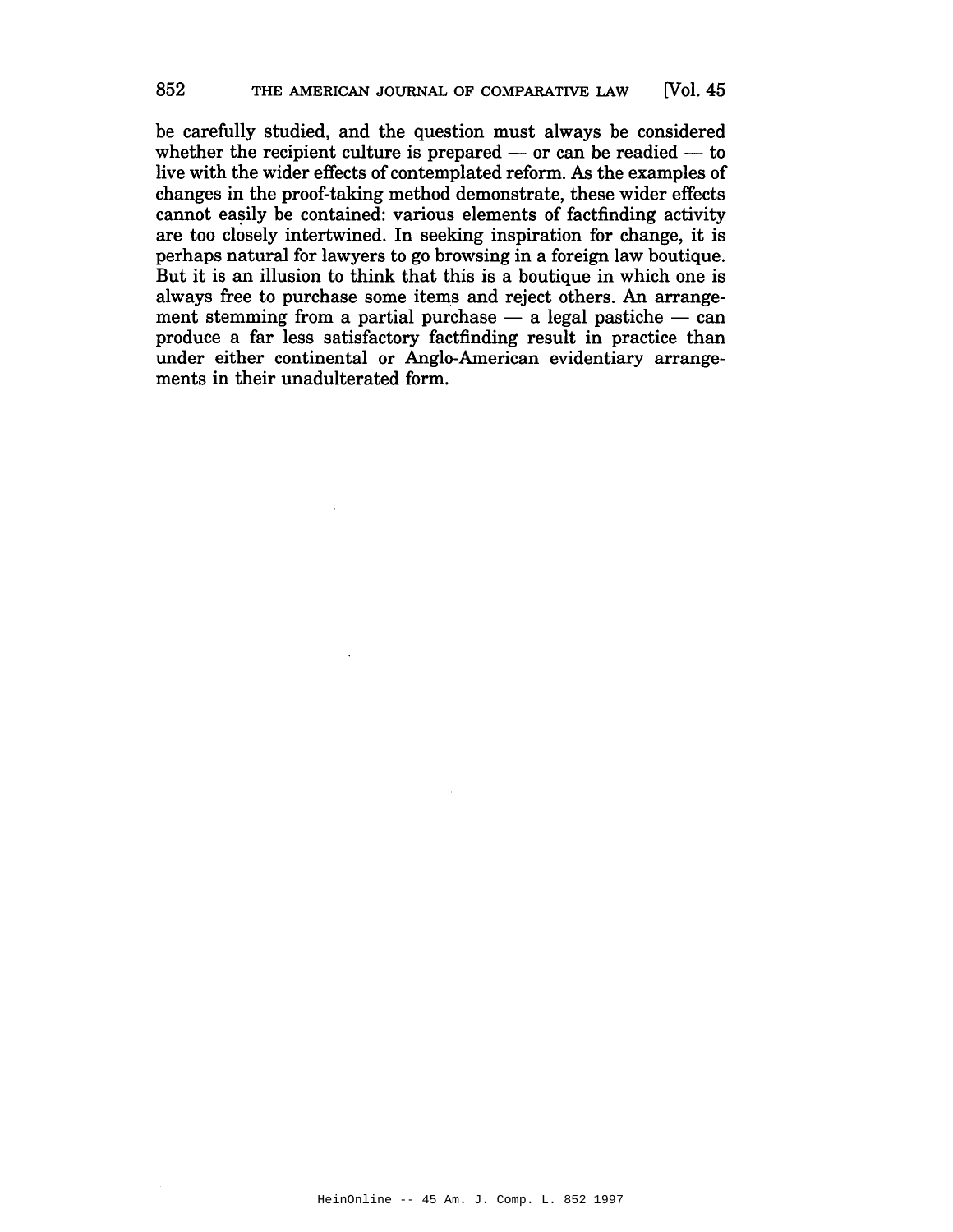be carefully studied, and the question must always be considered whether the recipient culture is prepared — or can be readied — to live with the wider effects of contemplated reform. As the examples of changes in the proof-taking method demonstrate, these wider effects cannot easily be contained: various elements of factfinding activity are too closely intertwined. In seeking inspiration for change, it is perhaps natural for lawyers to go browsing in a foreign law boutique. But it is an illusion to think that this is a boutique in which one is always free to purchase some items and reject others. An arrangement stemming from a partial purchase — a legal pastiche — can produce a far less satisfactory factfinding result in practice than under either continental or Anglo-American evidentiary arrangements in their unadulterated form.